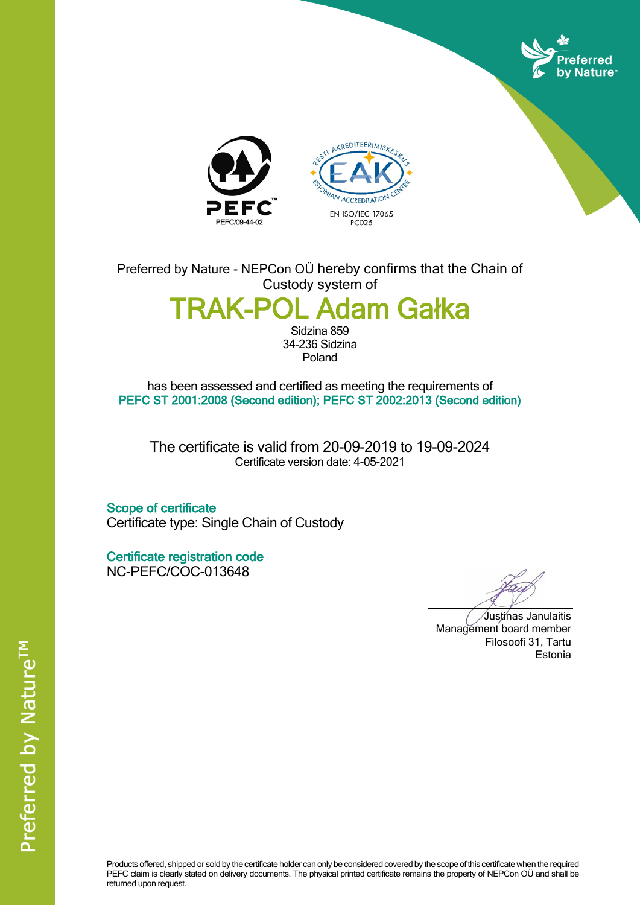Preferred by Nature

PEFC

PEFC/09-44-02

EESTI AKREDITEERIMISKESKUS

EAK

ESTONIAN ACCREDITATION CENTRE

EN ISO/IEC 17065

PC025

Preferred by Nature - NEPCon OÜ hereby confirms that the Chain of Custody system of

# TRAK-POL Adam Gałka

Sidzina 859
34-236 Sidzina
Poland

has been assessed and certified as meeting the requirements of

**PEFC ST 2001:2008 (Second edition); PEFC ST 2002:2013 (Second edition)**

The certificate is valid from 20-09-2019 to 19-09-2024

Certificate version date: 4-05-2021

**Scope of certificate**

Certificate type: Single Chain of Custody

**Certificate registration code**

NC-PEFC/COC-013648

Justinas Janulaitis
Management board member
Filosoofi 31, Tartu
Estonia

Products offered, shipped or sold by the certificate holder can only be considered covered by the scope of this certificate when the required PEFC claim is clearly stated on delivery documents. The physical printed certificate remains the property of NEPCon OÜ and shall be returned upon request.

Preferred by Nature™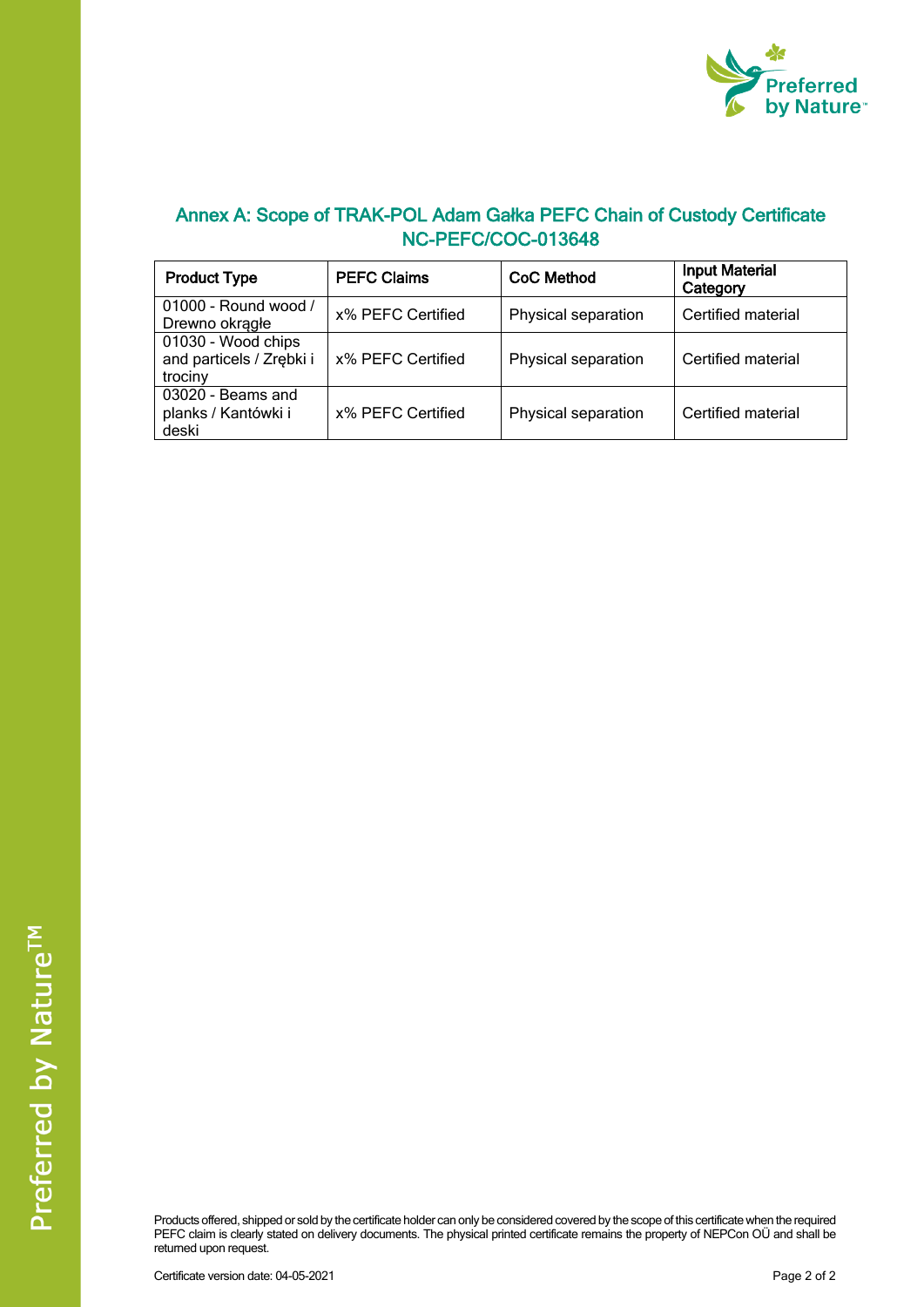## Annex A: Scope of TRAK-POL Adam Gałka PEFC Chain of Custody Certificate NC-PEFC/COC-013648

| Product Type | PEFC Claims | CoC Method | Input Material Category |
| --- | --- | --- | --- |
| 01000 - Round wood / Drewno okrągłe | x% PEFC Certified | Physical separation | Certified material |
| 01030 - Wood chips and particels / Zrębki i trociny | x% PEFC Certified | Physical separation | Certified material |
| 03020 - Beams and planks / Kantówki i deski | x% PEFC Certified | Physical separation | Certified material |

Products offered, shipped or sold by the certificate holder can only be considered covered by the scope of this certificate when the required PEFC claim is clearly stated on delivery documents. The physical printed certificate remains the property of NEPCon OÜ and shall be returned upon request.

Certificate version date: 04-05-2021